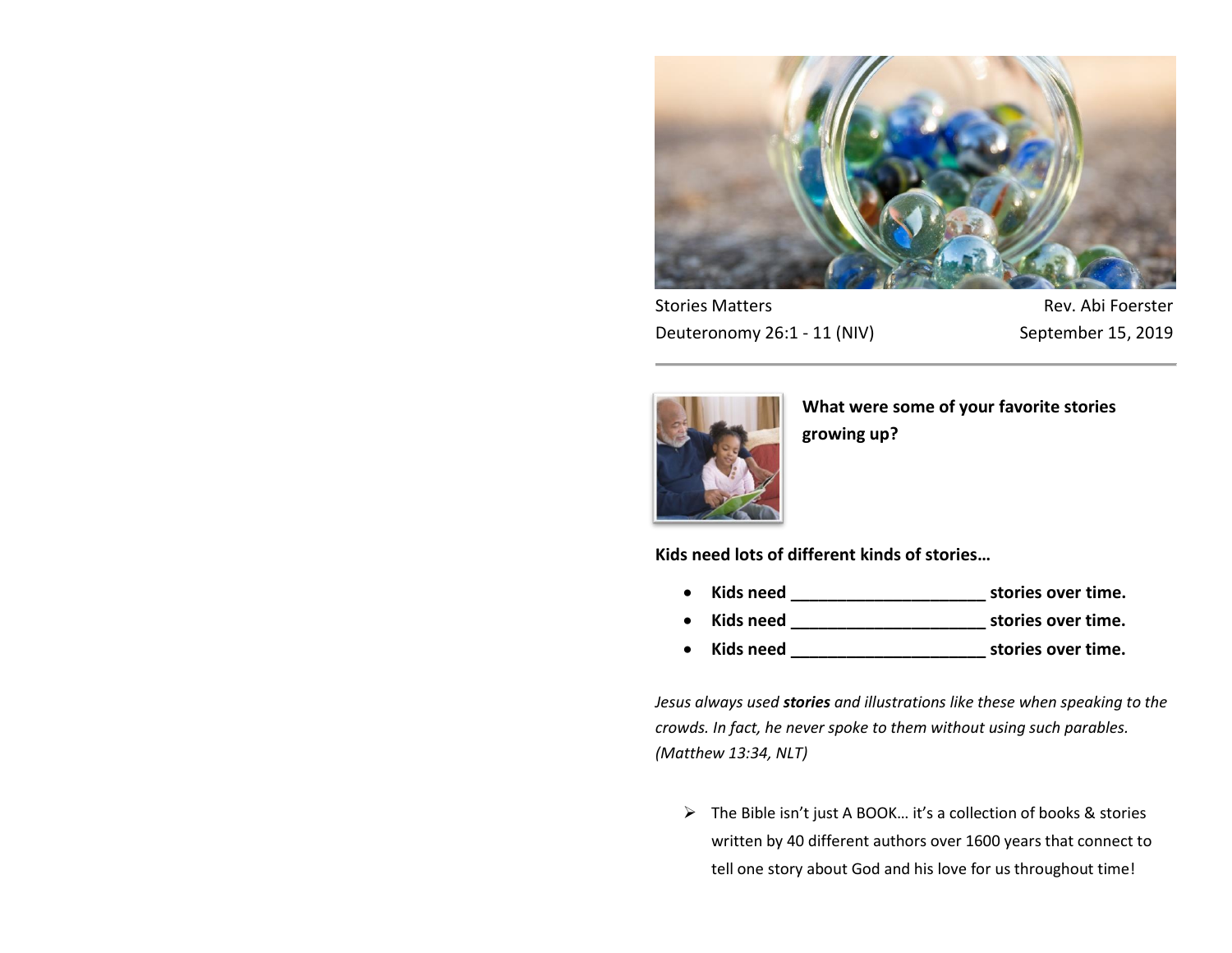Stories Matters　　　　　　　　　　　　　　Rev. Abi Foerster

Deuteronomy 26:1 - 11 (NIV)　　　　　　　September 15, 2019

---

**What were some of your favorite stories growing up?**

**Kids need lots of different kinds of stories…**

- **Kids need _____________________ stories over time.**
- **Kids need _____________________ stories over time.**
- **Kids need _____________________ stories over time.**

*Jesus always used* ***stories*** *and illustrations like these when speaking to the crowds. In fact, he never spoke to them without using such parables. (Matthew 13:34, NLT)*

- The Bible isn't just A BOOK… it's a collection of books & stories written by 40 different authors over 1600 years that connect to tell one story about God and his love for us throughout time!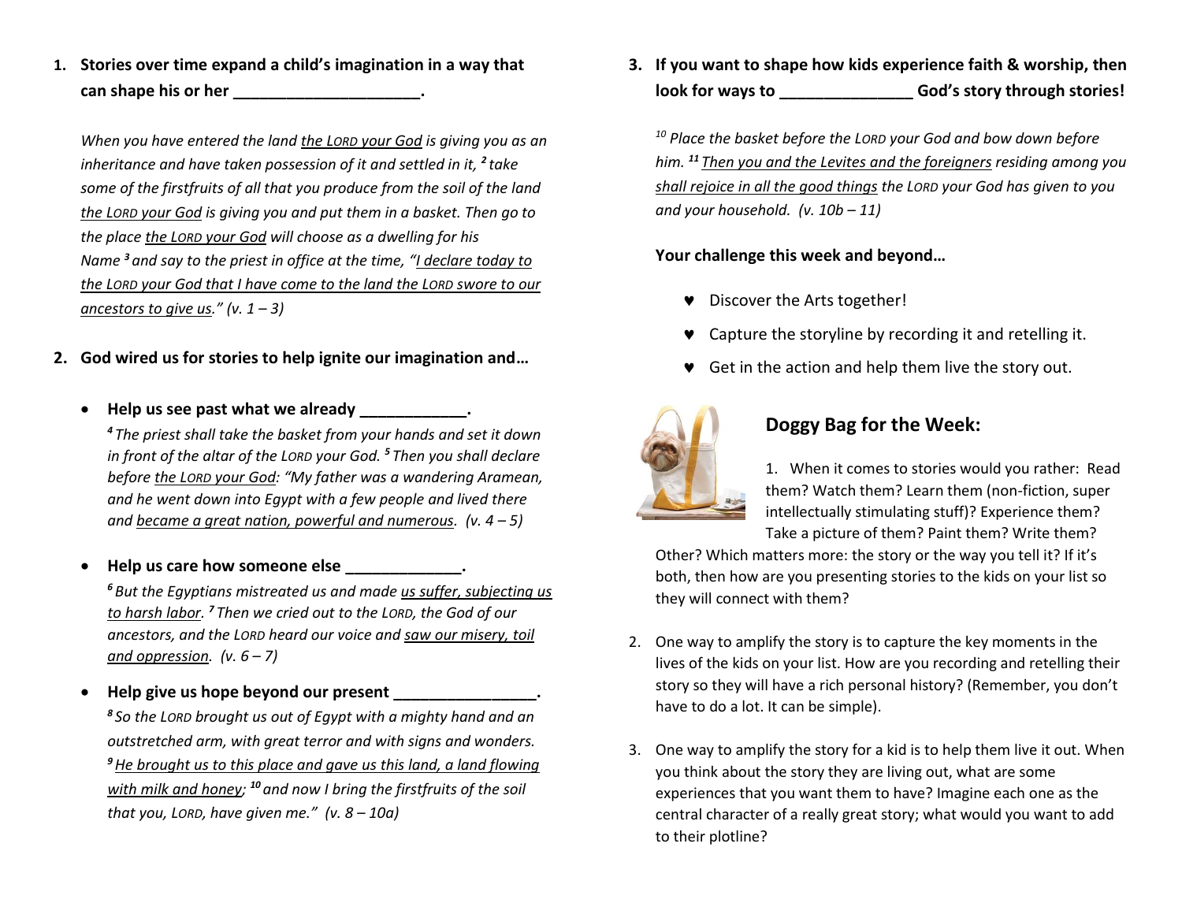1. **Stories over time expand a child's imagination in a way that can shape his or her _____________________.**

   *When you have entered the land the LORD your God is giving you as an inheritance and have taken possession of it and settled in it, [2] take some of the firstfruits of all that you produce from the soil of the land the LORD your God is giving you and put them in a basket. Then go to the place the LORD your God will choose as a dwelling for his Name [3] and say to the priest in office at the time, "I declare today to the LORD your God that I have come to the land the LORD swore to our ancestors to give us." (v. 1 – 3)*

2. **God wired us for stories to help ignite our imagination and…**

   - **Help us see past what we already ____________.**
     *[4] The priest shall take the basket from your hands and set it down in front of the altar of the LORD your God. [5] Then you shall declare before the LORD your God: "My father was a wandering Aramean, and he went down into Egypt with a few people and lived there and became a great nation, powerful and numerous. (v. 4 – 5)*

   - **Help us care how someone else _____________.**
     *[6] But the Egyptians mistreated us and made us suffer, subjecting us to harsh labor. [7] Then we cried out to the LORD, the God of our ancestors, and the LORD heard our voice and saw our misery, toil and oppression. (v. 6 – 7)*

   - **Help give us hope beyond our present ________________.**
     *[8] So the LORD brought us out of Egypt with a mighty hand and an outstretched arm, with great terror and with signs and wonders. [9] He brought us to this place and gave us this land, a land flowing with milk and honey; [10] and now I bring the firstfruits of the soil that you, LORD, have given me." (v. 8 – 10a)*

3. **If you want to shape how kids experience faith & worship, then look for ways to _______________ God's story through stories!**

   *[10] Place the basket before the LORD your God and bow down before him. [11] Then you and the Levites and the foreigners residing among you shall rejoice in all the good things the LORD your God has given to you and your household. (v. 10b – 11)*

**Your challenge this week and beyond…**

- ♥ Discover the Arts together!
- ♥ Capture the storyline by recording it and retelling it.
- ♥ Get in the action and help them live the story out.

## Doggy Bag for the Week:

1. When it comes to stories would you rather: Read them? Watch them? Learn them (non-fiction, super intellectually stimulating stuff)? Experience them? Take a picture of them? Paint them? Write them? Other? Which matters more: the story or the way you tell it? If it's both, then how are you presenting stories to the kids on your list so they will connect with them?

2. One way to amplify the story is to capture the key moments in the lives of the kids on your list. How are you recording and retelling their story so they will have a rich personal history? (Remember, you don't have to do a lot. It can be simple).

3. One way to amplify the story for a kid is to help them live it out. When you think about the story they are living out, what are some experiences that you want them to have? Imagine each one as the central character of a really great story; what would you want to add to their plotline?